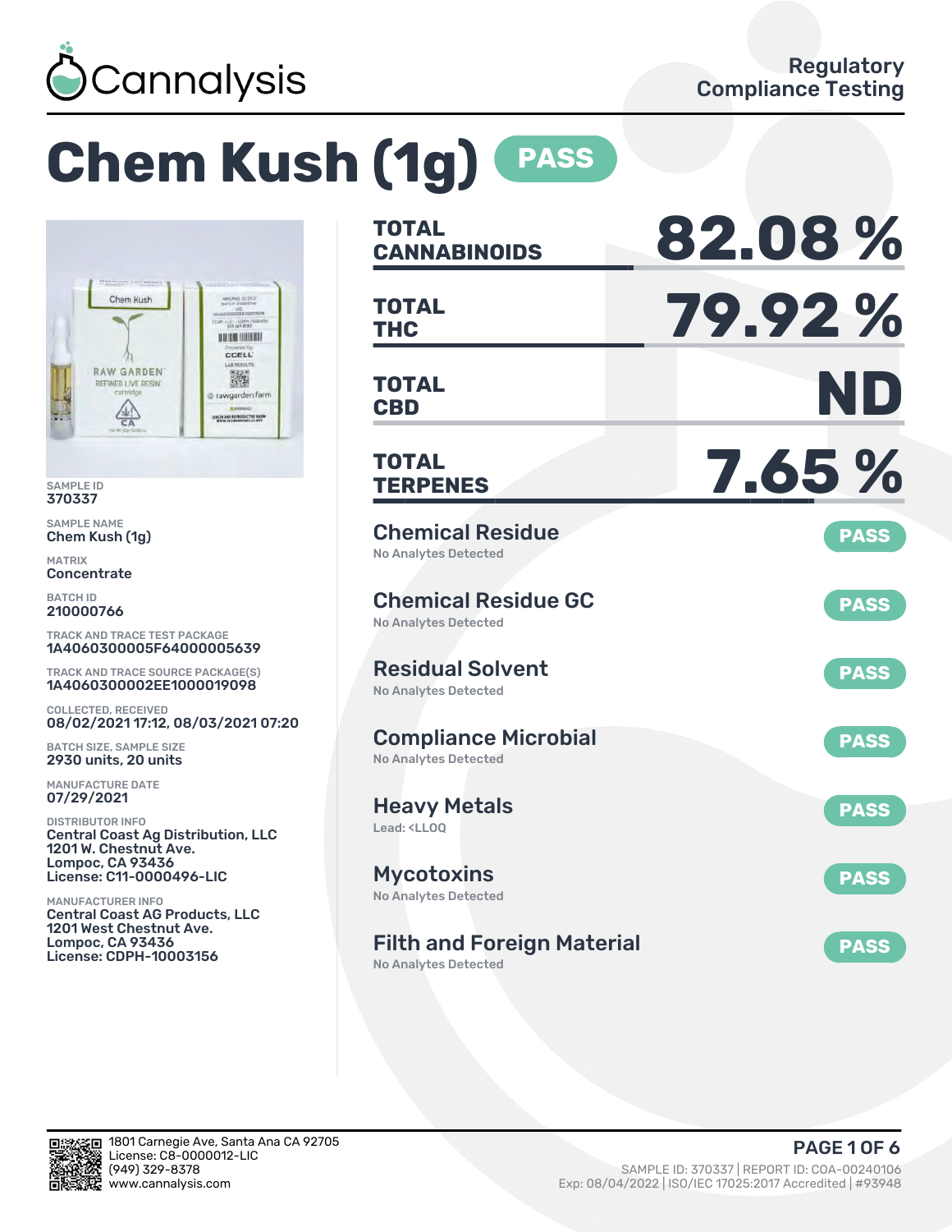Cannalysis

Regulatory Compliance Testing

# Chem Kush (1g) PASS

SAMPLE ID
370337

SAMPLE NAME
Chem Kush (1g)

MATRIX
Concentrate

BATCH ID
210000766

TRACK AND TRACE TEST PACKAGE
1A4060300005F64000005639

TRACK AND TRACE SOURCE PACKAGE(S)
1A4060300002EE1000019098

COLLECTED, RECEIVED
08/02/2021 17:12, 08/03/2021 07:20

BATCH SIZE, SAMPLE SIZE
2930 units, 20 units

MANUFACTURE DATE
07/29/2021

DISTRIBUTOR INFO
Central Coast Ag Distribution, LLC
1201 W. Chestnut Ave.
Lompoc, CA 93436
License: C11-0000496-LIC

MANUFACTURER INFO
Central Coast AG Products, LLC
1201 West Chestnut Ave.
Lompoc, CA 93436
License: CDPH-10003156

| | |
|---|---|
| **TOTAL CANNABINOIDS** | **82.08 %** |
| **TOTAL THC** | **79.92 %** |
| **TOTAL CBD** | **ND** |
| **TOTAL TERPENES** | **7.65 %** |

| Test | Result |
|---|---|
| **Chemical Residue** – No Analytes Detected | PASS |
| **Chemical Residue GC** – No Analytes Detected | PASS |
| **Residual Solvent** – No Analytes Detected | PASS |
| **Compliance Microbial** – No Analytes Detected | PASS |
| **Heavy Metals** – Lead: <LLOQ | PASS |
| **Mycotoxins** – No Analytes Detected | PASS |
| **Filth and Foreign Material** – No Analytes Detected | PASS |

1801 Carnegie Ave, Santa Ana CA 92705
License: C8-0000012-LIC
(949) 329-8378
www.cannalysis.com

SAMPLE ID: 370337 | REPORT ID: COA-00240106
Exp: 08/04/2022 | ISO/IEC 17025:2017 Accredited | #93948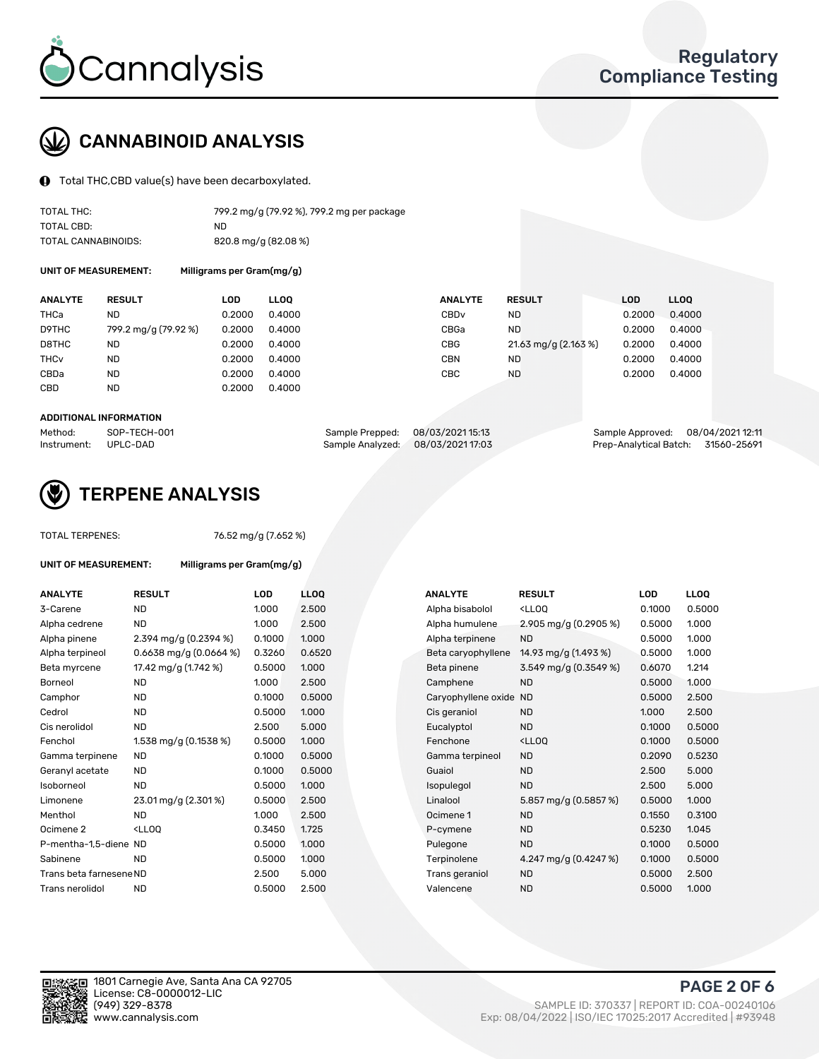# CANNABINOID ANALYSIS

Total THC,CBD value(s) have been decarboxylated.

| | |
|---|---|
| TOTAL THC: | 799.2 mg/g (79.92 %), 799.2 mg per package |
| TOTAL CBD: | ND |
| TOTAL CANNABINOIDS: | 820.8 mg/g (82.08 %) |

**UNIT OF MEASUREMENT:** Milligrams per Gram(mg/g)

| ANALYTE | RESULT | LOD | LLOQ | ANALYTE | RESULT | LOD | LLOQ |
|---|---|---|---|---|---|---|---|
| THCa | ND | 0.2000 | 0.4000 | CBDv | ND | 0.2000 | 0.4000 |
| D9THC | 799.2 mg/g (79.92 %) | 0.2000 | 0.4000 | CBGa | ND | 0.2000 | 0.4000 |
| D8THC | ND | 0.2000 | 0.4000 | CBG | 21.63 mg/g (2.163 %) | 0.2000 | 0.4000 |
| THCv | ND | 0.2000 | 0.4000 | CBN | ND | 0.2000 | 0.4000 |
| CBDa | ND | 0.2000 | 0.4000 | CBC | ND | 0.2000 | 0.4000 |
| CBD | ND | 0.2000 | 0.4000 | | | | |

**ADDITIONAL INFORMATION**

| | | | | | |
|---|---|---|---|---|---|
| Method: | SOP-TECH-001 | Sample Prepped: | 08/03/2021 15:13 | Sample Approved: | 08/04/2021 12:11 |
| Instrument: | UPLC-DAD | Sample Analyzed: | 08/03/2021 17:03 | Prep-Analytical Batch: | 31560-25691 |

# TERPENE ANALYSIS

TOTAL TERPENES: 76.52 mg/g (7.652 %)

**UNIT OF MEASUREMENT:** Milligrams per Gram(mg/g)

| ANALYTE | RESULT | LOD | LLOQ | ANALYTE | RESULT | LOD | LLOQ |
|---|---|---|---|---|---|---|---|
| 3-Carene | ND | 1.000 | 2.500 | Alpha bisabolol | <LLOQ | 0.1000 | 0.5000 |
| Alpha cedrene | ND | 1.000 | 2.500 | Alpha humulene | 2.905 mg/g (0.2905 %) | 0.5000 | 1.000 |
| Alpha pinene | 2.394 mg/g (0.2394 %) | 0.1000 | 1.000 | Alpha terpinene | ND | 0.5000 | 1.000 |
| Alpha terpineol | 0.6638 mg/g (0.0664 %) | 0.3260 | 0.6520 | Beta caryophyllene | 14.93 mg/g (1.493 %) | 0.5000 | 1.000 |
| Beta myrcene | 17.42 mg/g (1.742 %) | 0.5000 | 1.000 | Beta pinene | 3.549 mg/g (0.3549 %) | 0.6070 | 1.214 |
| Borneol | ND | 1.000 | 2.500 | Camphene | ND | 0.5000 | 1.000 |
| Camphor | ND | 0.1000 | 0.5000 | Caryophyllene oxide | ND | 0.5000 | 2.500 |
| Cedrol | ND | 0.5000 | 1.000 | Cis geraniol | ND | 1.000 | 2.500 |
| Cis nerolidol | ND | 2.500 | 5.000 | Eucalyptol | ND | 0.1000 | 0.5000 |
| Fenchol | 1.538 mg/g (0.1538 %) | 0.5000 | 1.000 | Fenchone | <LLOQ | 0.1000 | 0.5000 |
| Gamma terpinene | ND | 0.1000 | 0.5000 | Gamma terpineol | ND | 0.2090 | 0.5230 |
| Geranyl acetate | ND | 0.1000 | 0.5000 | Guaiol | ND | 2.500 | 5.000 |
| Isoborneol | ND | 0.5000 | 1.000 | Isopulegol | ND | 2.500 | 5.000 |
| Limonene | 23.01 mg/g (2.301 %) | 0.5000 | 2.500 | Linalool | 5.857 mg/g (0.5857 %) | 0.5000 | 1.000 |
| Menthol | ND | 1.000 | 2.500 | Ocimene 1 | ND | 0.1550 | 0.3100 |
| Ocimene 2 | <LLOQ | 0.3450 | 1.725 | P-cymene | ND | 0.5230 | 1.045 |
| P-mentha-1,5-diene | ND | 0.5000 | 1.000 | Pulegone | ND | 0.1000 | 0.5000 |
| Sabinene | ND | 0.5000 | 1.000 | Terpinolene | 4.247 mg/g (0.4247 %) | 0.1000 | 0.5000 |
| Trans beta farnesene | ND | 2.500 | 5.000 | Trans geraniol | ND | 0.5000 | 2.500 |
| Trans nerolidol | ND | 0.5000 | 2.500 | Valencene | ND | 0.5000 | 1.000 |

1801 Carnegie Ave, Santa Ana CA 92705
License: C8-0000012-LIC
(949) 329-8378
www.cannalysis.com

SAMPLE ID: 370337 | REPORT ID: COA-00240106
Exp: 08/04/2022 | ISO/IEC 17025:2017 Accredited | #93948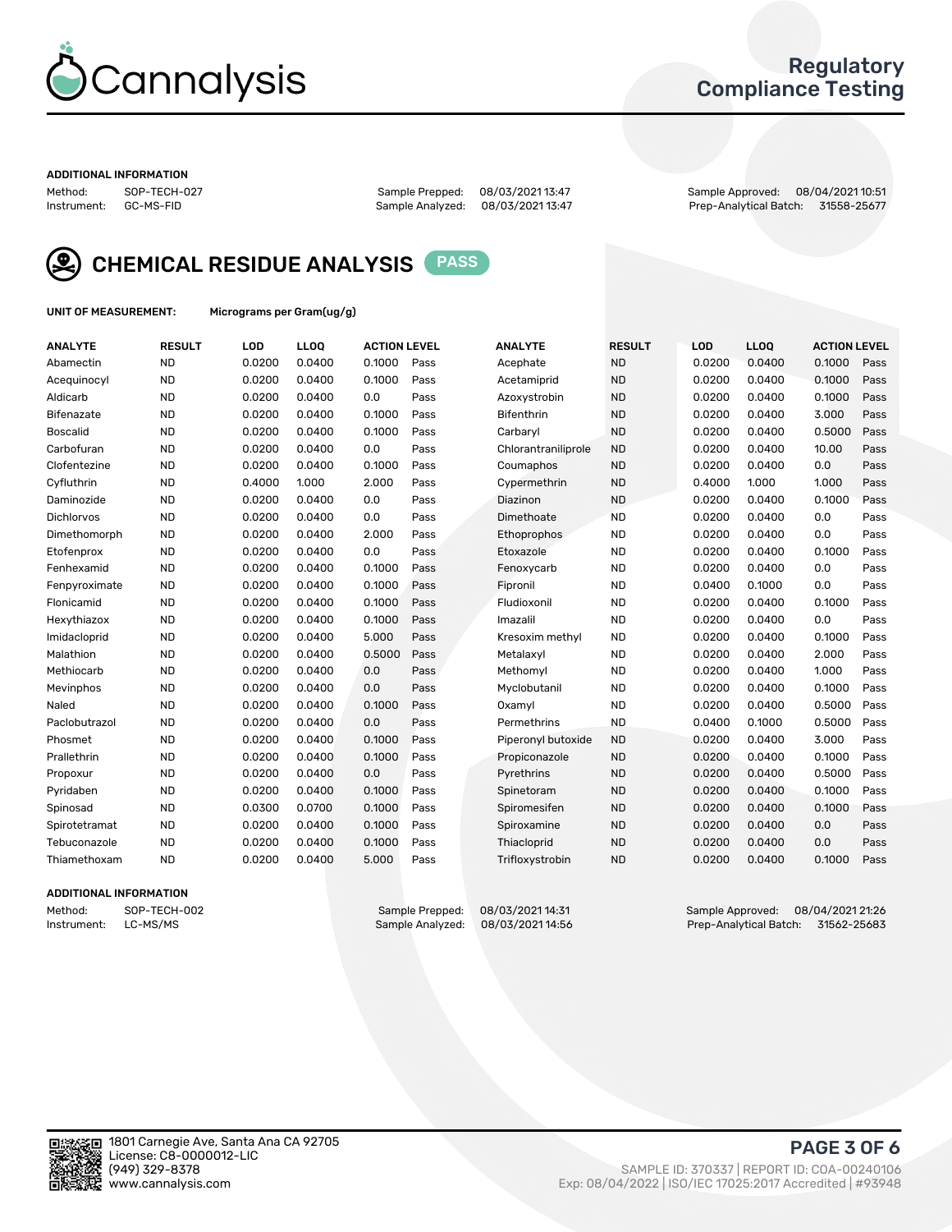# Cannalysis

## Regulatory Compliance Testing

**ADDITIONAL INFORMATION**

Method: SOP-TECH-027
Instrument: GC-MS-FID
Sample Prepped: 08/03/2021 13:47
Sample Analyzed: 08/03/2021 13:47
Sample Approved: 08/04/2021 10:51
Prep-Analytical Batch: 31558-25677

## CHEMICAL RESIDUE ANALYSIS PASS

**UNIT OF MEASUREMENT:** Micrograms per Gram(ug/g)

| ANALYTE | RESULT | LOD | LLOQ | ACTION LEVEL | |
|---|---|---|---|---|---|
| Abamectin | ND | 0.0200 | 0.0400 | 0.1000 | Pass |
| Acequinocyl | ND | 0.0200 | 0.0400 | 0.1000 | Pass |
| Aldicarb | ND | 0.0200 | 0.0400 | 0.0 | Pass |
| Bifenazate | ND | 0.0200 | 0.0400 | 0.1000 | Pass |
| Boscalid | ND | 0.0200 | 0.0400 | 0.1000 | Pass |
| Carbofuran | ND | 0.0200 | 0.0400 | 0.0 | Pass |
| Clofentezine | ND | 0.0200 | 0.0400 | 0.1000 | Pass |
| Cyfluthrin | ND | 0.4000 | 1.000 | 2.000 | Pass |
| Daminozide | ND | 0.0200 | 0.0400 | 0.0 | Pass |
| Dichlorvos | ND | 0.0200 | 0.0400 | 0.0 | Pass |
| Dimethomorph | ND | 0.0200 | 0.0400 | 2.000 | Pass |
| Etofenprox | ND | 0.0200 | 0.0400 | 0.0 | Pass |
| Fenhexamid | ND | 0.0200 | 0.0400 | 0.1000 | Pass |
| Fenpyroximate | ND | 0.0200 | 0.0400 | 0.1000 | Pass |
| Flonicamid | ND | 0.0200 | 0.0400 | 0.1000 | Pass |
| Hexythiazox | ND | 0.0200 | 0.0400 | 0.1000 | Pass |
| Imidacloprid | ND | 0.0200 | 0.0400 | 5.000 | Pass |
| Malathion | ND | 0.0200 | 0.0400 | 0.5000 | Pass |
| Methiocarb | ND | 0.0200 | 0.0400 | 0.0 | Pass |
| Mevinphos | ND | 0.0200 | 0.0400 | 0.0 | Pass |
| Naled | ND | 0.0200 | 0.0400 | 0.1000 | Pass |
| Paclobutrazol | ND | 0.0200 | 0.0400 | 0.0 | Pass |
| Phosmet | ND | 0.0200 | 0.0400 | 0.1000 | Pass |
| Prallethrin | ND | 0.0200 | 0.0400 | 0.1000 | Pass |
| Propoxur | ND | 0.0200 | 0.0400 | 0.0 | Pass |
| Pyridaben | ND | 0.0200 | 0.0400 | 0.1000 | Pass |
| Spinosad | ND | 0.0300 | 0.0700 | 0.1000 | Pass |
| Spirotetramat | ND | 0.0200 | 0.0400 | 0.1000 | Pass |
| Tebuconazole | ND | 0.0200 | 0.0400 | 0.1000 | Pass |
| Thiamethoxam | ND | 0.0200 | 0.0400 | 5.000 | Pass |
| Acephate | ND | 0.0200 | 0.0400 | 0.1000 | Pass |
| Acetamiprid | ND | 0.0200 | 0.0400 | 0.1000 | Pass |
| Azoxystrobin | ND | 0.0200 | 0.0400 | 0.1000 | Pass |
| Bifenthrin | ND | 0.0200 | 0.0400 | 3.000 | Pass |
| Carbaryl | ND | 0.0200 | 0.0400 | 0.5000 | Pass |
| Chlorantraniliprole | ND | 0.0200 | 0.0400 | 10.00 | Pass |
| Coumaphos | ND | 0.0200 | 0.0400 | 0.0 | Pass |
| Cypermethrin | ND | 0.4000 | 1.000 | 1.000 | Pass |
| Diazinon | ND | 0.0200 | 0.0400 | 0.1000 | Pass |
| Dimethoate | ND | 0.0200 | 0.0400 | 0.0 | Pass |
| Ethoprophos | ND | 0.0200 | 0.0400 | 0.0 | Pass |
| Etoxazole | ND | 0.0200 | 0.0400 | 0.1000 | Pass |
| Fenoxycarb | ND | 0.0200 | 0.0400 | 0.0 | Pass |
| Fipronil | ND | 0.0400 | 0.1000 | 0.0 | Pass |
| Fludioxonil | ND | 0.0200 | 0.0400 | 0.1000 | Pass |
| Imazalil | ND | 0.0200 | 0.0400 | 0.0 | Pass |
| Kresoxim methyl | ND | 0.0200 | 0.0400 | 0.1000 | Pass |
| Metalaxyl | ND | 0.0200 | 0.0400 | 2.000 | Pass |
| Methomyl | ND | 0.0200 | 0.0400 | 1.000 | Pass |
| Myclobutanil | ND | 0.0200 | 0.0400 | 0.1000 | Pass |
| Oxamyl | ND | 0.0200 | 0.0400 | 0.5000 | Pass |
| Permethrins | ND | 0.0400 | 0.1000 | 0.5000 | Pass |
| Piperonyl butoxide | ND | 0.0200 | 0.0400 | 3.000 | Pass |
| Propiconazole | ND | 0.0200 | 0.0400 | 0.1000 | Pass |
| Pyrethrins | ND | 0.0200 | 0.0400 | 0.5000 | Pass |
| Spinetoram | ND | 0.0200 | 0.0400 | 0.1000 | Pass |
| Spiromesifen | ND | 0.0200 | 0.0400 | 0.1000 | Pass |
| Spiroxamine | ND | 0.0200 | 0.0400 | 0.0 | Pass |
| Thiacloprid | ND | 0.0200 | 0.0400 | 0.0 | Pass |
| Trifloxystrobin | ND | 0.0200 | 0.0400 | 0.1000 | Pass |

**ADDITIONAL INFORMATION**

Method: SOP-TECH-002
Instrument: LC-MS/MS
Sample Prepped: 08/03/2021 14:31
Sample Analyzed: 08/03/2021 14:56
Sample Approved: 08/04/2021 21:26
Prep-Analytical Batch: 31562-25683

1801 Carnegie Ave, Santa Ana CA 92705
License: C8-0000012-LIC
(949) 329-8378
www.cannalysis.com

SAMPLE ID: 370337 | REPORT ID: COA-00240106
Exp: 08/04/2022 | ISO/IEC 17025:2017 Accredited | #93948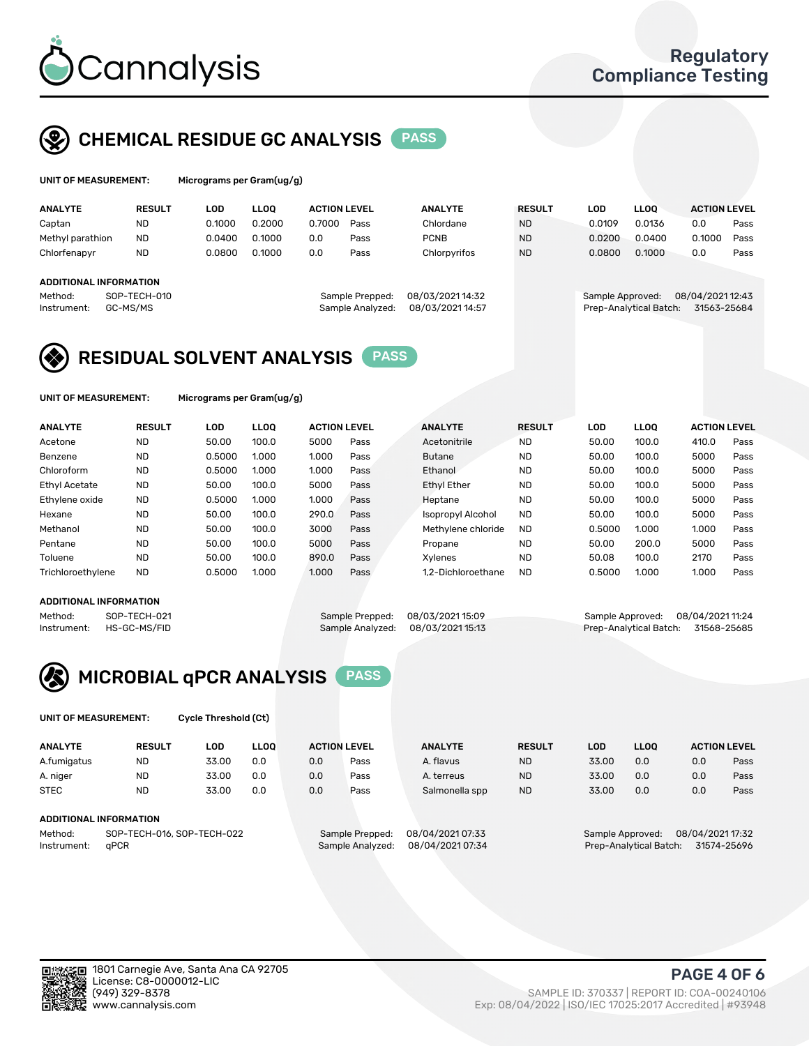# Cannalysis

Regulatory Compliance Testing

## CHEMICAL RESIDUE GC ANALYSIS PASS

**UNIT OF MEASUREMENT:** Micrograms per Gram(ug/g)

| ANALYTE | RESULT | LOD | LLOQ | ACTION LEVEL | | ANALYTE | RESULT | LOD | LLOQ | ACTION LEVEL | |
|---|---|---|---|---|---|---|---|---|---|---|---|
| Captan | ND | 0.1000 | 0.2000 | 0.7000 | Pass | Chlordane | ND | 0.0109 | 0.0136 | 0.0 | Pass |
| Methyl parathion | ND | 0.0400 | 0.1000 | 0.0 | Pass | PCNB | ND | 0.0200 | 0.0400 | 0.1000 | Pass |
| Chlorfenapyr | ND | 0.0800 | 0.1000 | 0.0 | Pass | Chlorpyrifos | ND | 0.0800 | 0.1000 | 0.0 | Pass |

**ADDITIONAL INFORMATION**

Method: SOP-TECH-010
Instrument: GC-MS/MS
Sample Prepped: 08/03/2021 14:32
Sample Analyzed: 08/03/2021 14:57
Sample Approved: 08/04/2021 12:43
Prep-Analytical Batch: 31563-25684

## RESIDUAL SOLVENT ANALYSIS PASS

**UNIT OF MEASUREMENT:** Micrograms per Gram(ug/g)

| ANALYTE | RESULT | LOD | LLOQ | ACTION LEVEL | | ANALYTE | RESULT | LOD | LLOQ | ACTION LEVEL | |
|---|---|---|---|---|---|---|---|---|---|---|---|
| Acetone | ND | 50.00 | 100.0 | 5000 | Pass | Acetonitrile | ND | 50.00 | 100.0 | 410.0 | Pass |
| Benzene | ND | 0.5000 | 1.000 | 1.000 | Pass | Butane | ND | 50.00 | 100.0 | 5000 | Pass |
| Chloroform | ND | 0.5000 | 1.000 | 1.000 | Pass | Ethanol | ND | 50.00 | 100.0 | 5000 | Pass |
| Ethyl Acetate | ND | 50.00 | 100.0 | 5000 | Pass | Ethyl Ether | ND | 50.00 | 100.0 | 5000 | Pass |
| Ethylene oxide | ND | 0.5000 | 1.000 | 1.000 | Pass | Heptane | ND | 50.00 | 100.0 | 5000 | Pass |
| Hexane | ND | 50.00 | 100.0 | 290.0 | Pass | Isopropyl Alcohol | ND | 50.00 | 100.0 | 5000 | Pass |
| Methanol | ND | 50.00 | 100.0 | 3000 | Pass | Methylene chloride | ND | 0.5000 | 1.000 | 1.000 | Pass |
| Pentane | ND | 50.00 | 100.0 | 5000 | Pass | Propane | ND | 50.00 | 200.0 | 5000 | Pass |
| Toluene | ND | 50.00 | 100.0 | 890.0 | Pass | Xylenes | ND | 50.08 | 100.0 | 2170 | Pass |
| Trichloroethylene | ND | 0.5000 | 1.000 | 1.000 | Pass | 1,2-Dichloroethane | ND | 0.5000 | 1.000 | 1.000 | Pass |

**ADDITIONAL INFORMATION**

Method: SOP-TECH-021
Instrument: HS-GC-MS/FID
Sample Prepped: 08/03/2021 15:09
Sample Analyzed: 08/03/2021 15:13
Sample Approved: 08/04/2021 11:24
Prep-Analytical Batch: 31568-25685

## MICROBIAL qPCR ANALYSIS PASS

**UNIT OF MEASUREMENT:** Cycle Threshold (Ct)

| ANALYTE | RESULT | LOD | LLOQ | ACTION LEVEL | | ANALYTE | RESULT | LOD | LLOQ | ACTION LEVEL | |
|---|---|---|---|---|---|---|---|---|---|---|---|
| A.fumigatus | ND | 33.00 | 0.0 | 0.0 | Pass | A. flavus | ND | 33.00 | 0.0 | 0.0 | Pass |
| A. niger | ND | 33.00 | 0.0 | 0.0 | Pass | A. terreus | ND | 33.00 | 0.0 | 0.0 | Pass |
| STEC | ND | 33.00 | 0.0 | 0.0 | Pass | Salmonella spp | ND | 33.00 | 0.0 | 0.0 | Pass |

**ADDITIONAL INFORMATION**

Method: SOP-TECH-016, SOP-TECH-022
Instrument: qPCR
Sample Prepped: 08/04/2021 07:33
Sample Analyzed: 08/04/2021 07:34
Sample Approved: 08/04/2021 17:32
Prep-Analytical Batch: 31574-25696

1801 Carnegie Ave, Santa Ana CA 92705
License: C8-0000012-LIC
(949) 329-8378
www.cannalysis.com

SAMPLE ID: 370337 | REPORT ID: COA-00240106
Exp: 08/04/2022 | ISO/IEC 17025:2017 Accredited | #93948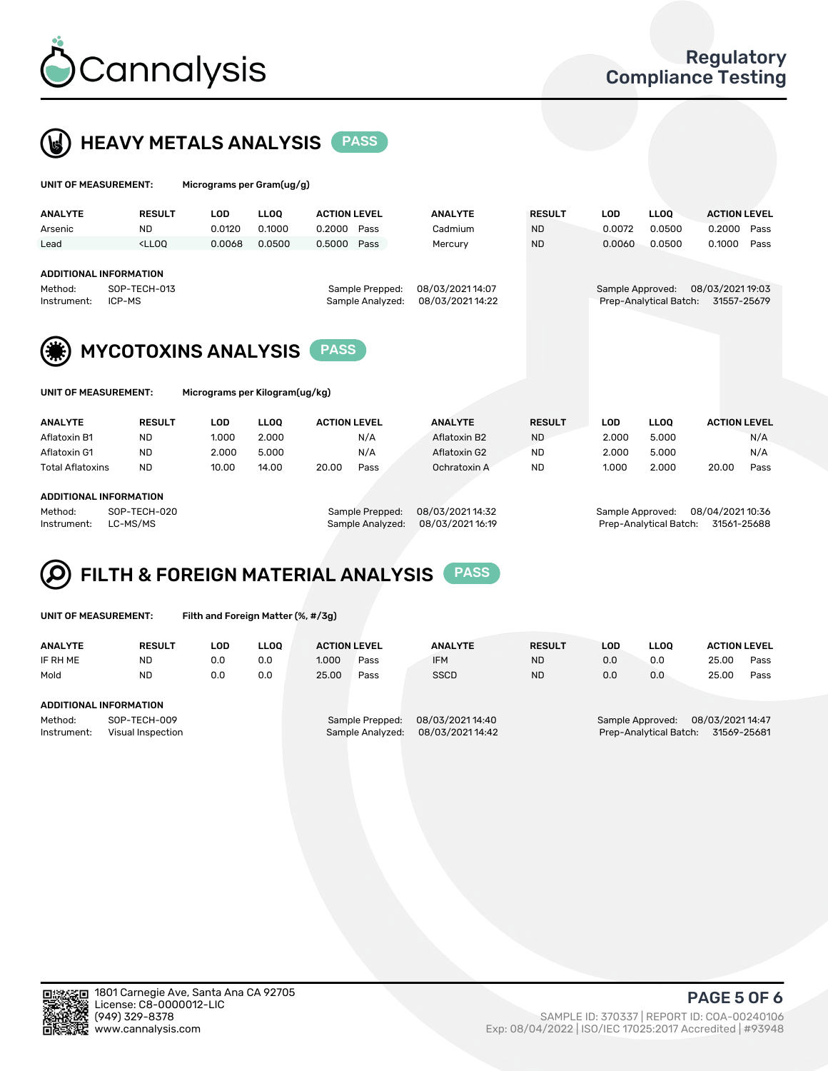# Cannalysis

**Regulatory Compliance Testing**

## HEAVY METALS ANALYSIS — PASS

**UNIT OF MEASUREMENT:** Micrograms per Gram(ug/g)

| ANALYTE | RESULT | LOD | LLOQ | ACTION LEVEL | | ANALYTE | RESULT | LOD | LLOQ | ACTION LEVEL | |
|---|---|---|---|---|---|---|---|---|---|---|---|
| Arsenic | ND | 0.0120 | 0.1000 | 0.2000 | Pass | Cadmium | ND | 0.0072 | 0.0500 | 0.2000 | Pass |
| Lead | <LLOQ | 0.0068 | 0.0500 | 0.5000 | Pass | Mercury | ND | 0.0060 | 0.0500 | 0.1000 | Pass |

**ADDITIONAL INFORMATION**

Method: SOP-TECH-013
Instrument: ICP-MS
Sample Prepped: 08/03/2021 14:07
Sample Analyzed: 08/03/2021 14:22
Sample Approved: 08/03/2021 19:03
Prep-Analytical Batch: 31557-25679

## MYCOTOXINS ANALYSIS — PASS

**UNIT OF MEASUREMENT:** Micrograms per Kilogram(ug/kg)

| ANALYTE | RESULT | LOD | LLOQ | ACTION LEVEL | | ANALYTE | RESULT | LOD | LLOQ | ACTION LEVEL | |
|---|---|---|---|---|---|---|---|---|---|---|---|
| Aflatoxin B1 | ND | 1.000 | 2.000 | | N/A | Aflatoxin B2 | ND | 2.000 | 5.000 | | N/A |
| Aflatoxin G1 | ND | 2.000 | 5.000 | | N/A | Aflatoxin G2 | ND | 2.000 | 5.000 | | N/A |
| Total Aflatoxins | ND | 10.00 | 14.00 | 20.00 | Pass | Ochratoxin A | ND | 1.000 | 2.000 | 20.00 | Pass |

**ADDITIONAL INFORMATION**

Method: SOP-TECH-020
Instrument: LC-MS/MS
Sample Prepped: 08/03/2021 14:32
Sample Analyzed: 08/03/2021 16:19
Sample Approved: 08/04/2021 10:36
Prep-Analytical Batch: 31561-25688

## FILTH & FOREIGN MATERIAL ANALYSIS — PASS

**UNIT OF MEASUREMENT:** Filth and Foreign Matter (%, #/3g)

| ANALYTE | RESULT | LOD | LLOQ | ACTION LEVEL | | ANALYTE | RESULT | LOD | LLOQ | ACTION LEVEL | |
|---|---|---|---|---|---|---|---|---|---|---|---|
| IF RH ME | ND | 0.0 | 0.0 | 1.000 | Pass | IFM | ND | 0.0 | 0.0 | 25.00 | Pass |
| Mold | ND | 0.0 | 0.0 | 25.00 | Pass | SSCD | ND | 0.0 | 0.0 | 25.00 | Pass |

**ADDITIONAL INFORMATION**

Method: SOP-TECH-009
Instrument: Visual Inspection
Sample Prepped: 08/03/2021 14:40
Sample Analyzed: 08/03/2021 14:42
Sample Approved: 08/03/2021 14:47
Prep-Analytical Batch: 31569-25681

1801 Carnegie Ave, Santa Ana CA 92705
License: C8-0000012-LIC
(949) 329-8378
www.cannalysis.com

SAMPLE ID: 370337 | REPORT ID: COA-00240106
Exp: 08/04/2022 | ISO/IEC 17025:2017 Accredited | #93948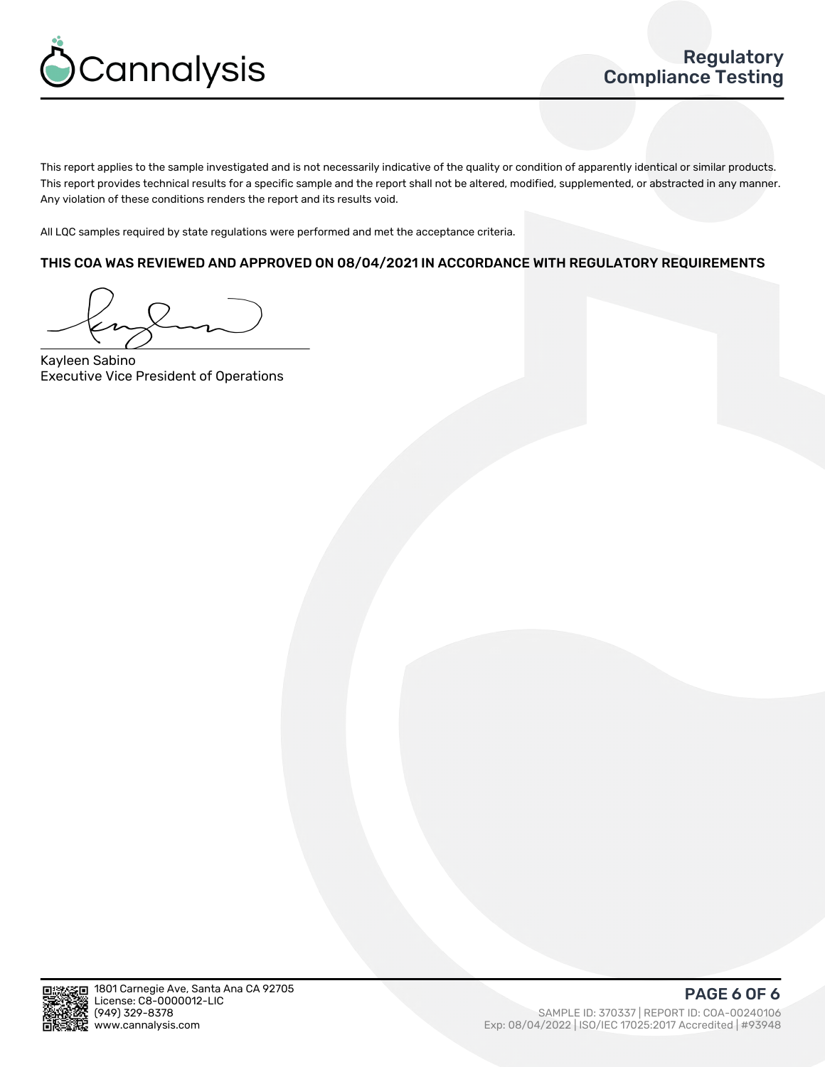This report applies to the sample investigated and is not necessarily indicative of the quality or condition of apparently identical or similar products. This report provides technical results for a specific sample and the report shall not be altered, modified, supplemented, or abstracted in any manner. Any violation of these conditions renders the report and its results void.

All LQC samples required by state regulations were performed and met the acceptance criteria.

**THIS COA WAS REVIEWED AND APPROVED ON 08/04/2021 IN ACCORDANCE WITH REGULATORY REQUIREMENTS**

Kayleen Sabino
Executive Vice President of Operations